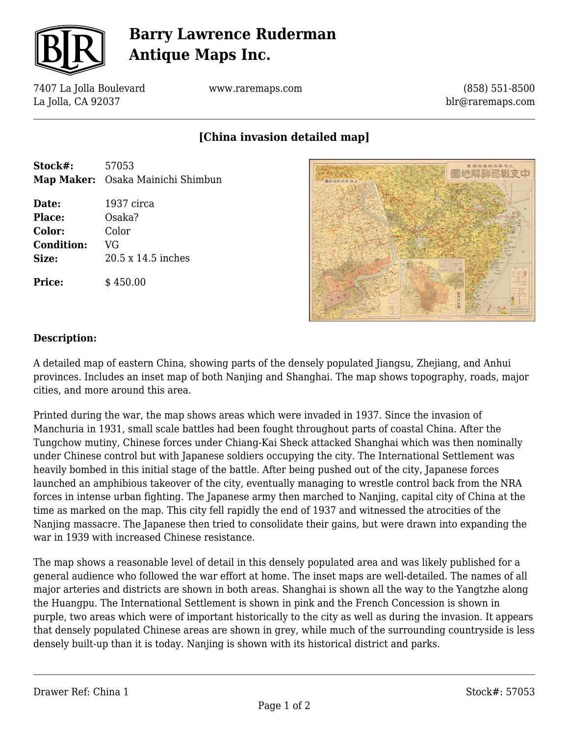# Barry Lawrence Ruderman Antique Maps Inc.

7407 La Jolla Boulevard
La Jolla, CA 92037

www.raremaps.com

(858) 551-8500
blr@raremaps.com

## [China invasion detailed map]

**Stock#:** 57053
**Map Maker:** Osaka Mainichi Shimbun

**Date:** 1937 circa
**Place:** Osaka?
**Color:** Color
**Condition:** VG
**Size:** 20.5 x 14.5 inches

**Price:** $ 450.00

### Description:

A detailed map of eastern China, showing parts of the densely populated Jiangsu, Zhejiang, and Anhui provinces. Includes an inset map of both Nanjing and Shanghai. The map shows topography, roads, major cities, and more around this area.

Printed during the war, the map shows areas which were invaded in 1937. Since the invasion of Manchuria in 1931, small scale battles had been fought throughout parts of coastal China. After the Tungchow mutiny, Chinese forces under Chiang-Kai Sheck attacked Shanghai which was then nominally under Chinese control but with Japanese soldiers occupying the city. The International Settlement was heavily bombed in this initial stage of the battle. After being pushed out of the city, Japanese forces launched an amphibious takeover of the city, eventually managing to wrestle control back from the NRA forces in intense urban fighting. The Japanese army then marched to Nanjing, capital city of China at the time as marked on the map. This city fell rapidly the end of 1937 and witnessed the atrocities of the Nanjing massacre. The Japanese then tried to consolidate their gains, but were drawn into expanding the war in 1939 with increased Chinese resistance.

The map shows a reasonable level of detail in this densely populated area and was likely published for a general audience who followed the war effort at home. The inset maps are well-detailed. The names of all major arteries and districts are shown in both areas. Shanghai is shown all the way to the Yangtzhe along the Huangpu. The International Settlement is shown in pink and the French Concession is shown in purple, two areas which were of important historically to the city as well as during the invasion. It appears that densely populated Chinese areas are shown in grey, while much of the surrounding countryside is less densely built-up than it is today. Nanjing is shown with its historical district and parks.

Drawer Ref: China 1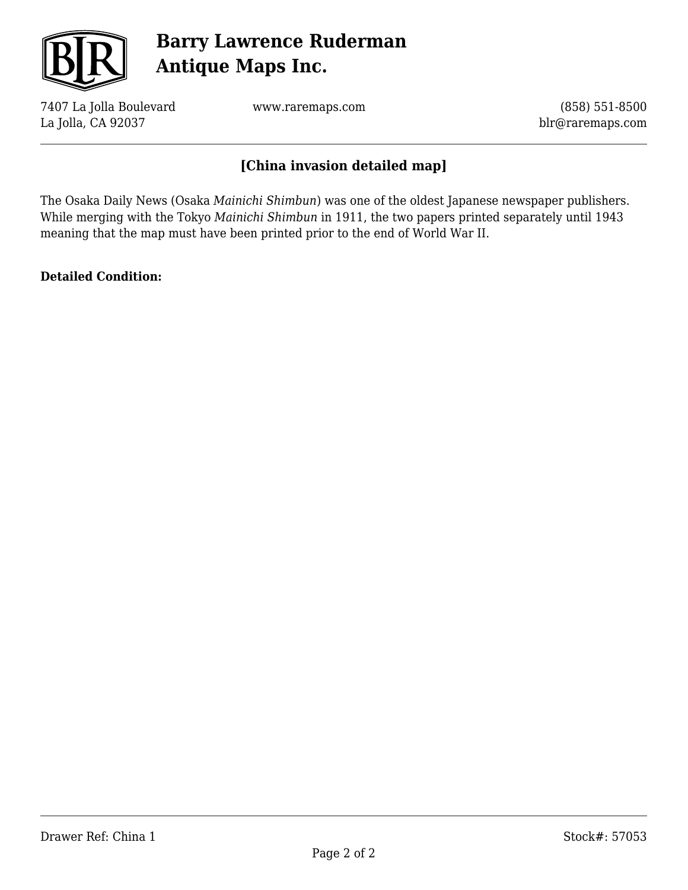## [China invasion detailed map]

The Osaka Daily News (Osaka *Mainichi Shimbun*) was one of the oldest Japanese newspaper publishers. While merging with the Tokyo *Mainichi Shimbun* in 1911, the two papers printed separately until 1943 meaning that the map must have been printed prior to the end of World War II.

**Detailed Condition:**